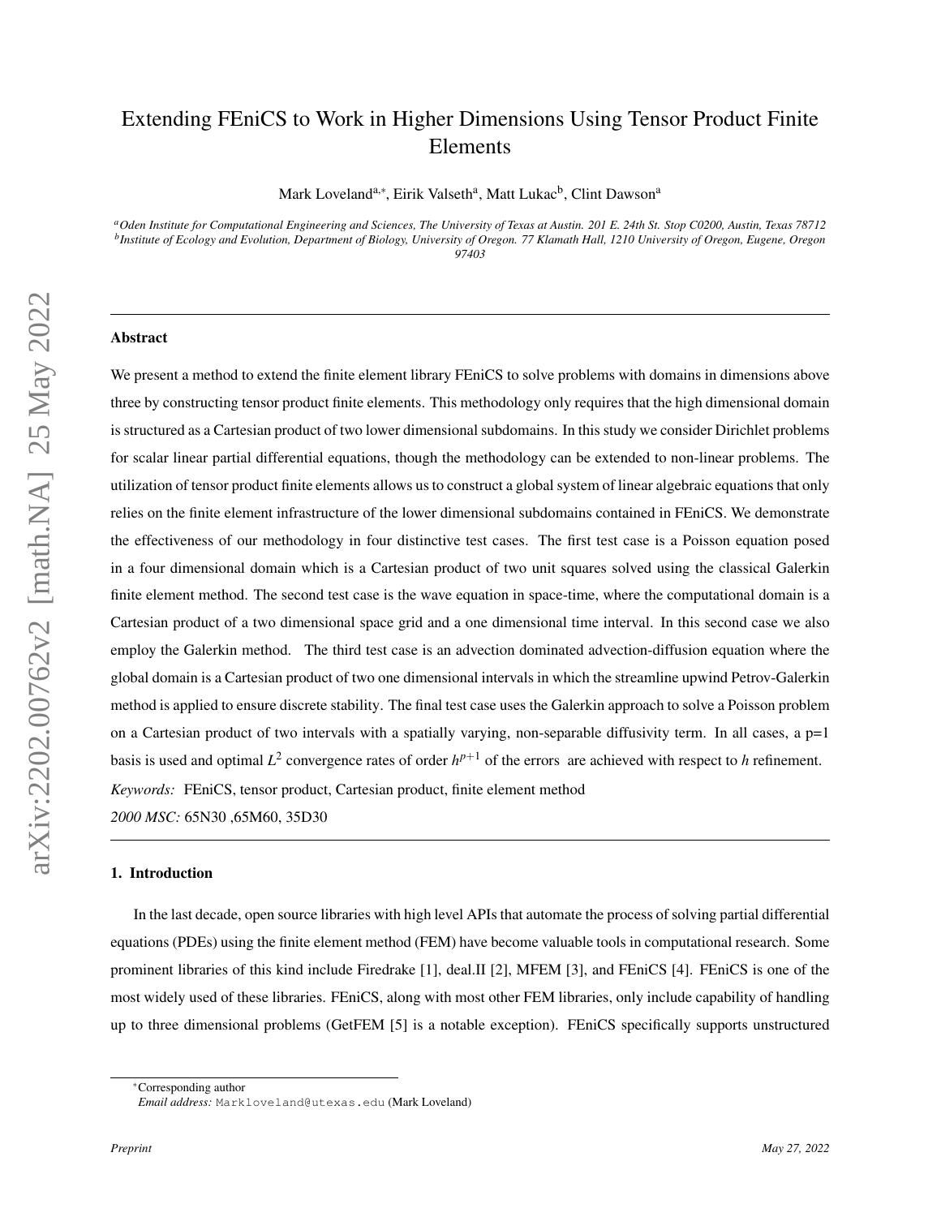# Extending FEniCS to Work in Higher Dimensions Using Tensor Product Finite Elements

Mark Loveland[a,*], Eirik Valseth[a], Matt Lukac[b], Clint Dawson[a]

[a]*Oden Institute for Computational Engineering and Sciences, The University of Texas at Austin. 201 E. 24th St. Stop C0200, Austin, Texas 78712*
[b]*Institute of Ecology and Evolution, Department of Biology, University of Oregon. 77 Klamath Hall, 1210 University of Oregon, Eugene, Oregon 97403*

---

**Abstract**

We present a method to extend the finite element library FEniCS to solve problems with domains in dimensions above three by constructing tensor product finite elements. This methodology only requires that the high dimensional domain is structured as a Cartesian product of two lower dimensional subdomains. In this study we consider Dirichlet problems for scalar linear partial differential equations, though the methodology can be extended to non-linear problems. The utilization of tensor product finite elements allows us to construct a global system of linear algebraic equations that only relies on the finite element infrastructure of the lower dimensional subdomains contained in FEniCS. We demonstrate the effectiveness of our methodology in four distinctive test cases. The first test case is a Poisson equation posed in a four dimensional domain which is a Cartesian product of two unit squares solved using the classical Galerkin finite element method. The second test case is the wave equation in space-time, where the computational domain is a Cartesian product of a two dimensional space grid and a one dimensional time interval. In this second case we also employ the Galerkin method. The third test case is an advection dominated advection-diffusion equation where the global domain is a Cartesian product of two one dimensional intervals in which the streamline upwind Petrov-Galerkin method is applied to ensure discrete stability. The final test case uses the Galerkin approach to solve a Poisson problem on a Cartesian product of two intervals with a spatially varying, non-separable diffusivity term. In all cases, a p=1 basis is used and optimal $L^2$ convergence rates of order $h^{p+1}$ of the errors are achieved with respect to $h$ refinement.

*Keywords:* FEniCS, tensor product, Cartesian product, finite element method
*2000 MSC:* 65N30 ,65M60, 35D30

---

## 1. Introduction

In the last decade, open source libraries with high level APIs that automate the process of solving partial differential equations (PDEs) using the finite element method (FEM) have become valuable tools in computational research. Some prominent libraries of this kind include Firedrake [1], deal.II [2], MFEM [3], and FEniCS [4]. FEniCS is one of the most widely used of these libraries. FEniCS, along with most other FEM libraries, only include capability of handling up to three dimensional problems (GetFEM [5] is a notable exception). FEniCS specifically supports unstructured

*Corresponding author
*Email address:* Markloveland@utexas.edu (Mark Loveland)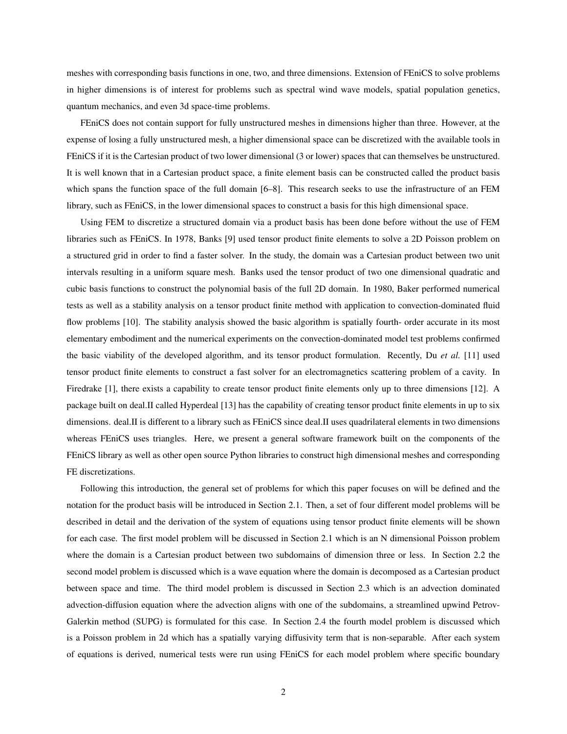meshes with corresponding basis functions in one, two, and three dimensions. Extension of FEniCS to solve problems in higher dimensions is of interest for problems such as spectral wind wave models, spatial population genetics, quantum mechanics, and even 3d space-time problems.

FEniCS does not contain support for fully unstructured meshes in dimensions higher than three. However, at the expense of losing a fully unstructured mesh, a higher dimensional space can be discretized with the available tools in FEniCS if it is the Cartesian product of two lower dimensional (3 or lower) spaces that can themselves be unstructured. It is well known that in a Cartesian product space, a finite element basis can be constructed called the product basis which spans the function space of the full domain [6–8]. This research seeks to use the infrastructure of an FEM library, such as FEniCS, in the lower dimensional spaces to construct a basis for this high dimensional space.

Using FEM to discretize a structured domain via a product basis has been done before without the use of FEM libraries such as FEniCS. In 1978, Banks [9] used tensor product finite elements to solve a 2D Poisson problem on a structured grid in order to find a faster solver. In the study, the domain was a Cartesian product between two unit intervals resulting in a uniform square mesh. Banks used the tensor product of two one dimensional quadratic and cubic basis functions to construct the polynomial basis of the full 2D domain. In 1980, Baker performed numerical tests as well as a stability analysis on a tensor product finite method with application to convection-dominated fluid flow problems [10]. The stability analysis showed the basic algorithm is spatially fourth- order accurate in its most elementary embodiment and the numerical experiments on the convection-dominated model test problems confirmed the basic viability of the developed algorithm, and its tensor product formulation. Recently, Du *et al.* [11] used tensor product finite elements to construct a fast solver for an electromagnetics scattering problem of a cavity. In Firedrake [1], there exists a capability to create tensor product finite elements only up to three dimensions [12]. A package built on deal.II called Hyperdeal [13] has the capability of creating tensor product finite elements in up to six dimensions. deal.II is different to a library such as FEniCS since deal.II uses quadrilateral elements in two dimensions whereas FEniCS uses triangles. Here, we present a general software framework built on the components of the FEniCS library as well as other open source Python libraries to construct high dimensional meshes and corresponding FE discretizations.

Following this introduction, the general set of problems for which this paper focuses on will be defined and the notation for the product basis will be introduced in Section 2.1. Then, a set of four different model problems will be described in detail and the derivation of the system of equations using tensor product finite elements will be shown for each case. The first model problem will be discussed in Section 2.1 which is an N dimensional Poisson problem where the domain is a Cartesian product between two subdomains of dimension three or less. In Section 2.2 the second model problem is discussed which is a wave equation where the domain is decomposed as a Cartesian product between space and time. The third model problem is discussed in Section 2.3 which is an advection dominated advection-diffusion equation where the advection aligns with one of the subdomains, a streamlined upwind Petrov-Galerkin method (SUPG) is formulated for this case. In Section 2.4 the fourth model problem is discussed which is a Poisson problem in 2d which has a spatially varying diffusivity term that is non-separable. After each system of equations is derived, numerical tests were run using FEniCS for each model problem where specific boundary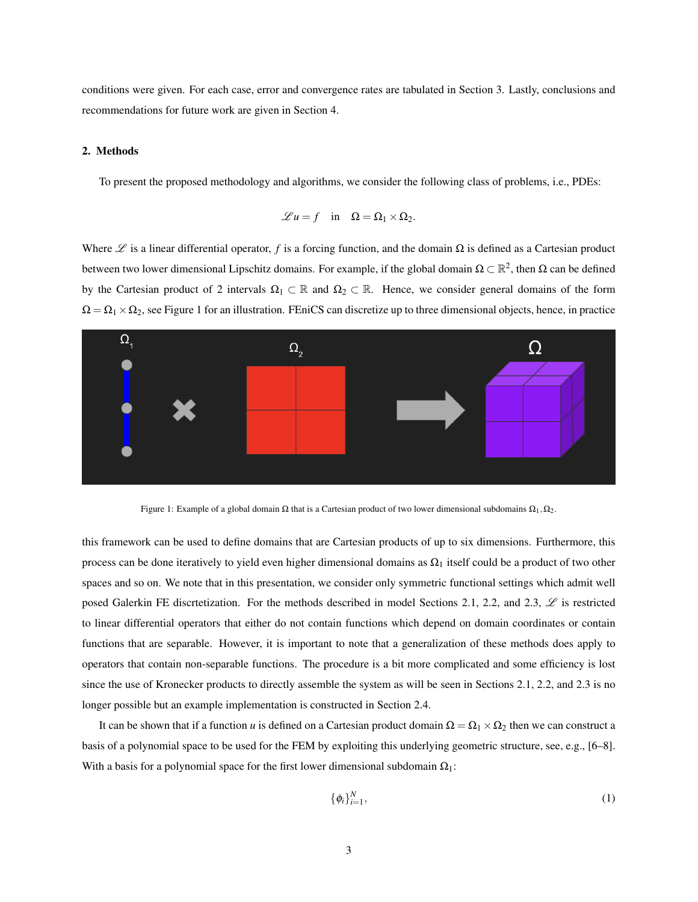conditions were given. For each case, error and convergence rates are tabulated in Section 3. Lastly, conclusions and recommendations for future work are given in Section 4.

## 2. Methods

To present the proposed methodology and algorithms, we consider the following class of problems, i.e., PDEs:

$$\mathscr{L}u = f \quad \text{in} \quad \Omega = \Omega_1 \times \Omega_2.$$

Where $\mathscr{L}$ is a linear differential operator, $f$ is a forcing function, and the domain $\Omega$ is defined as a Cartesian product between two lower dimensional Lipschitz domains. For example, if the global domain $\Omega \subset \mathbb{R}^2$, then $\Omega$ can be defined by the Cartesian product of 2 intervals $\Omega_1 \subset \mathbb{R}$ and $\Omega_2 \subset \mathbb{R}$. Hence, we consider general domains of the form $\Omega = \Omega_1 \times \Omega_2$, see Figure 1 for an illustration. FEniCS can discretize up to three dimensional objects, hence, in practice

Figure 1: Example of a global domain $\Omega$ that is a Cartesian product of two lower dimensional subdomains $\Omega_1, \Omega_2$.

this framework can be used to define domains that are Cartesian products of up to six dimensions. Furthermore, this process can be done iteratively to yield even higher dimensional domains as $\Omega_1$ itself could be a product of two other spaces and so on. We note that in this presentation, we consider only symmetric functional settings which admit well posed Galerkin FE discrtetization. For the methods described in model Sections 2.1, 2.2, and 2.3, $\mathscr{L}$ is restricted to linear differential operators that either do not contain functions which depend on domain coordinates or contain functions that are separable. However, it is important to note that a generalization of these methods does apply to operators that contain non-separable functions. The procedure is a bit more complicated and some efficiency is lost since the use of Kronecker products to directly assemble the system as will be seen in Sections 2.1, 2.2, and 2.3 is no longer possible but an example implementation is constructed in Section 2.4.

It can be shown that if a function $u$ is defined on a Cartesian product domain $\Omega = \Omega_1 \times \Omega_2$ then we can construct a basis of a polynomial space to be used for the FEM by exploiting this underlying geometric structure, see, e.g., [6–8]. With a basis for a polynomial space for the first lower dimensional subdomain $\Omega_1$:

$$\{\phi_i\}_{i=1}^{N}, \tag{1}$$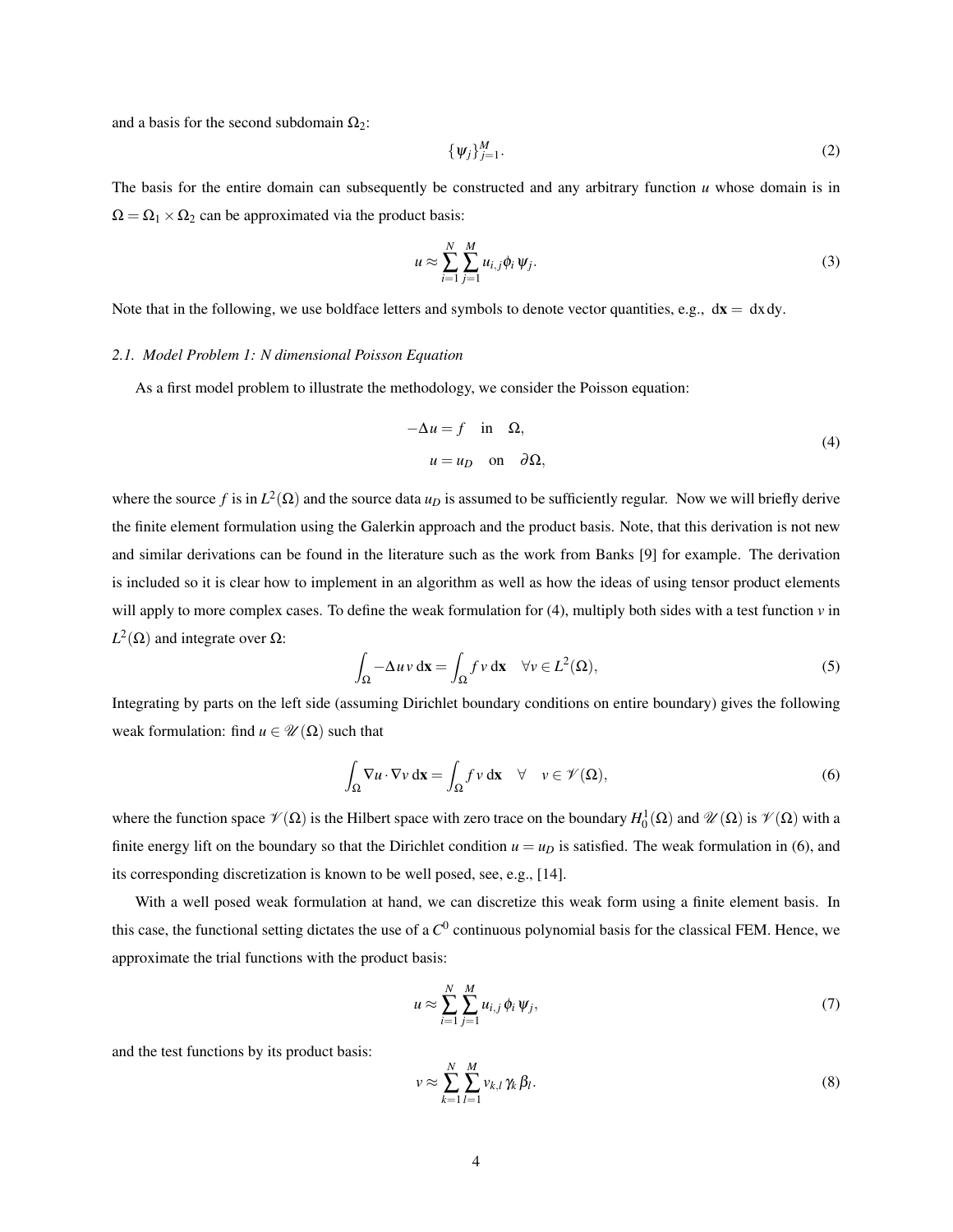and a basis for the second subdomain $\Omega_2$:

$$
\{\psi_j\}_{j=1}^{M}. \tag{2}
$$

The basis for the entire domain can subsequently be constructed and any arbitrary function $u$ whose domain is in $\Omega = \Omega_1 \times \Omega_2$ can be approximated via the product basis:

$$
u \approx \sum_{i=1}^{N} \sum_{j=1}^{M} u_{i,j} \phi_i \psi_j. \tag{3}
$$

Note that in the following, we use boldface letters and symbols to denote vector quantities, e.g., $\mathrm{d}\mathbf{x} = \mathrm{d}x\,\mathrm{d}y$.

### *2.1. Model Problem 1: N dimensional Poisson Equation*

As a first model problem to illustrate the methodology, we consider the Poisson equation:

$$
\begin{aligned}
-\Delta u &= f \quad \text{in} \quad \Omega, \\
u &= u_D \quad \text{on} \quad \partial\Omega,
\end{aligned} \tag{4}
$$

where the source $f$ is in $L^2(\Omega)$ and the source data $u_D$ is assumed to be sufficiently regular. Now we will briefly derive the finite element formulation using the Galerkin approach and the product basis. Note, that this derivation is not new and similar derivations can be found in the literature such as the work from Banks [9] for example. The derivation is included so it is clear how to implement in an algorithm as well as how the ideas of using tensor product elements will apply to more complex cases. To define the weak formulation for (4), multiply both sides with a test function $v$ in $L^2(\Omega)$ and integrate over $\Omega$:

$$
\int_{\Omega} -\Delta u\, v \,\mathrm{d}\mathbf{x} = \int_{\Omega} f\, v \,\mathrm{d}\mathbf{x} \quad \forall v \in L^2(\Omega), \tag{5}
$$

Integrating by parts on the left side (assuming Dirichlet boundary conditions on entire boundary) gives the following weak formulation: find $u \in \mathscr{U}(\Omega)$ such that

$$
\int_{\Omega} \nabla u \cdot \nabla v \,\mathrm{d}\mathbf{x} = \int_{\Omega} f\, v \,\mathrm{d}\mathbf{x} \quad \forall \quad v \in \mathscr{V}(\Omega), \tag{6}
$$

where the function space $\mathscr{V}(\Omega)$ is the Hilbert space with zero trace on the boundary $H_0^1(\Omega)$ and $\mathscr{U}(\Omega)$ is $\mathscr{V}(\Omega)$ with a finite energy lift on the boundary so that the Dirichlet condition $u = u_D$ is satisfied. The weak formulation in (6), and its corresponding discretization is known to be well posed, see, e.g., [14].

With a well posed weak formulation at hand, we can discretize this weak form using a finite element basis. In this case, the functional setting dictates the use of a $C^0$ continuous polynomial basis for the classical FEM. Hence, we approximate the trial functions with the product basis:

$$
u \approx \sum_{i=1}^{N} \sum_{j=1}^{M} u_{i,j}\, \phi_i\, \psi_j, \tag{7}
$$

and the test functions by its product basis:

$$
v \approx \sum_{k=1}^{N} \sum_{l=1}^{M} v_{k,l}\, \gamma_k\, \beta_l. \tag{8}
$$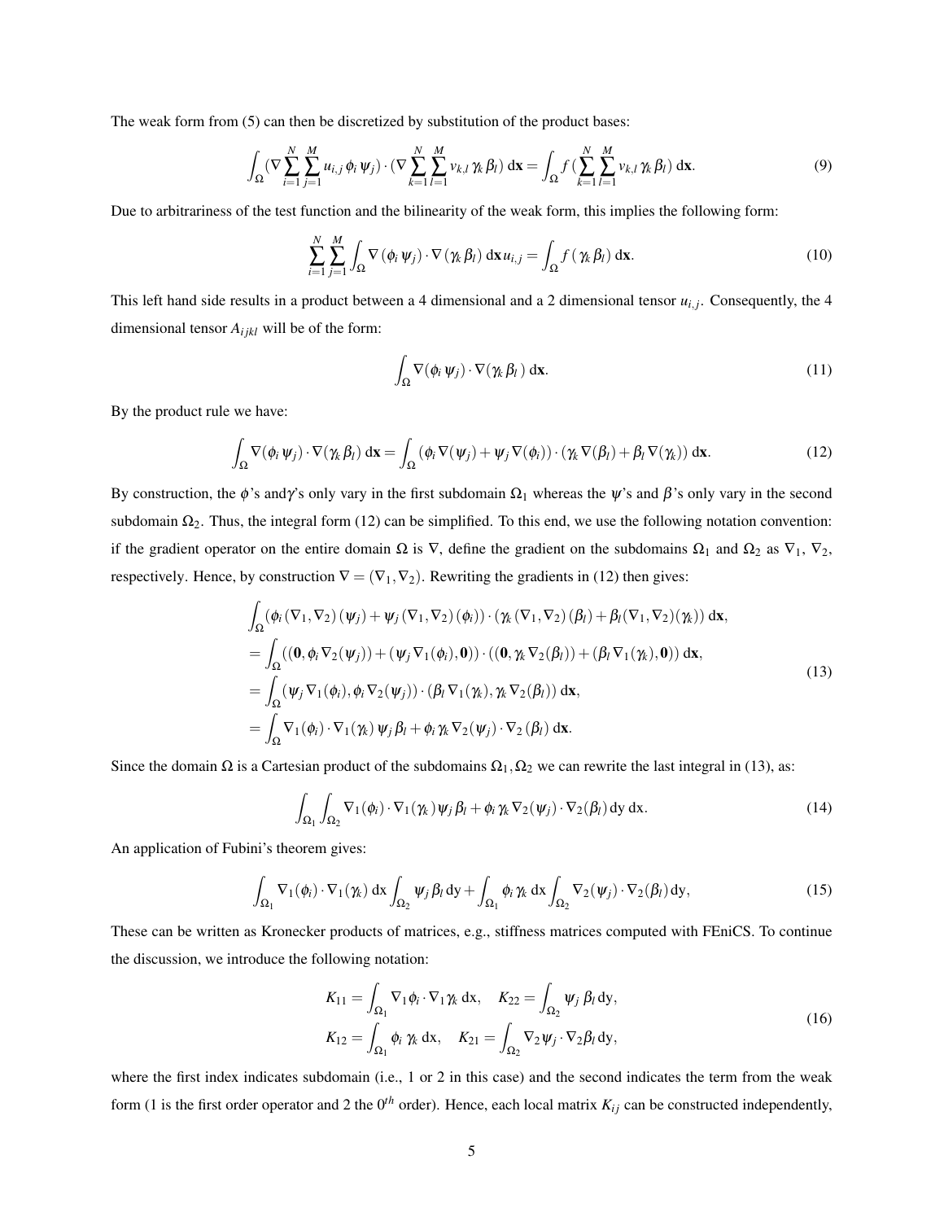The weak form from (5) can then be discretized by substitution of the product bases:

$$\int_{\Omega} (\nabla \sum_{i=1}^{N} \sum_{j=1}^{M} u_{i,j}\, \phi_i\, \psi_j) \cdot (\nabla \sum_{k=1}^{N} \sum_{l=1}^{M} v_{k,l}\, \gamma_k\, \beta_l)\, \mathrm{d}\mathbf{x} = \int_{\Omega} f\, (\sum_{k=1}^{N} \sum_{l=1}^{M} v_{k,l}\, \gamma_k\, \beta_l)\, \mathrm{d}\mathbf{x}. \tag{9}$$

Due to arbitrariness of the test function and the bilinearity of the weak form, this implies the following form:

$$\sum_{i=1}^{N} \sum_{j=1}^{M} \int_{\Omega} \nabla\, (\phi_i\, \psi_j) \cdot \nabla\, (\gamma_k\, \beta_l)\, \mathrm{d}\mathbf{x}\, u_{i,j} = \int_{\Omega} f\, (\, \gamma_k\, \beta_l)\, \mathrm{d}\mathbf{x}. \tag{10}$$

This left hand side results in a product between a 4 dimensional and a 2 dimensional tensor $u_{i,j}$. Consequently, the 4 dimensional tensor $A_{ijkl}$ will be of the form:

$$\int_{\Omega} \nabla(\phi_i\, \psi_j) \cdot \nabla(\gamma_k\, \beta_l\,)\, \mathrm{d}\mathbf{x}. \tag{11}$$

By the product rule we have:

$$\int_{\Omega} \nabla(\phi_i\, \psi_j) \cdot \nabla(\gamma_k\, \beta_l)\, \mathrm{d}\mathbf{x} = \int_{\Omega} (\phi_i\, \nabla(\psi_j) + \psi_j\, \nabla(\phi_i)) \cdot (\gamma_k\, \nabla(\beta_l) + \beta_l\, \nabla(\gamma_k))\, \mathrm{d}\mathbf{x}. \tag{12}$$

By construction, the $\phi$'s and$\gamma$'s only vary in the first subdomain $\Omega_1$ whereas the $\psi$'s and $\beta$'s only vary in the second subdomain $\Omega_2$. Thus, the integral form (12) can be simplified. To this end, we use the following notation convention: if the gradient operator on the entire domain $\Omega$ is $\nabla$, define the gradient on the subdomains $\Omega_1$ and $\Omega_2$ as $\nabla_1$, $\nabla_2$, respectively. Hence, by construction $\nabla = (\nabla_1, \nabla_2)$. Rewriting the gradients in (12) then gives:

$$\begin{aligned}
&\int_{\Omega} (\phi_i\, (\nabla_1, \nabla_2)\, (\psi_j) + \psi_j\, (\nabla_1, \nabla_2)\, (\phi_i)) \cdot (\gamma_k\, (\nabla_1, \nabla_2)\, (\beta_l) + \beta_l (\nabla_1, \nabla_2)(\gamma_k))\, \mathrm{d}\mathbf{x}, \\
&= \int_{\Omega} ((\mathbf{0}, \phi_i\, \nabla_2(\psi_j)) + (\psi_j\, \nabla_1(\phi_i), \mathbf{0})) \cdot ((\mathbf{0}, \gamma_k\, \nabla_2(\beta_l)) + (\beta_l\, \nabla_1(\gamma_k), \mathbf{0}))\, \mathrm{d}\mathbf{x}, \\
&= \int_{\Omega} (\psi_j\, \nabla_1(\phi_i), \phi_i\, \nabla_2(\psi_j)) \cdot (\beta_l\, \nabla_1(\gamma_k), \gamma_k\, \nabla_2(\beta_l))\, \mathrm{d}\mathbf{x}, \\
&= \int_{\Omega} \nabla_1(\phi_i) \cdot \nabla_1(\gamma_k)\, \psi_j\, \beta_l + \phi_i\, \gamma_k\, \nabla_2(\psi_j) \cdot \nabla_2\, (\beta_l)\, \mathrm{d}\mathbf{x}.
\end{aligned} \tag{13}$$

Since the domain $\Omega$ is a Cartesian product of the subdomains $\Omega_1, \Omega_2$ we can rewrite the last integral in (13), as:

$$\int_{\Omega_1} \int_{\Omega_2} \nabla_1(\phi_i) \cdot \nabla_1(\gamma_k)\, \psi_j\, \beta_l + \phi_i\, \gamma_k\, \nabla_2(\psi_j) \cdot \nabla_2(\beta_l)\, \mathrm{d}y\, \mathrm{d}x. \tag{14}$$

An application of Fubini's theorem gives:

$$\int_{\Omega_1} \nabla_1(\phi_i) \cdot \nabla_1(\gamma_k)\, \mathrm{d}x \int_{\Omega_2} \psi_j\, \beta_l\, \mathrm{d}y + \int_{\Omega_1} \phi_i\, \gamma_k\, \mathrm{d}x \int_{\Omega_2} \nabla_2(\psi_j) \cdot \nabla_2(\beta_l)\, \mathrm{d}y, \tag{15}$$

These can be written as Kronecker products of matrices, e.g., stiffness matrices computed with FEniCS. To continue the discussion, we introduce the following notation:

$$\begin{aligned}
K_{11} &= \int_{\Omega_1} \nabla_1 \phi_i \cdot \nabla_1 \gamma_k\, \mathrm{d}x, \quad K_{22} = \int_{\Omega_2} \psi_j\, \beta_l\, \mathrm{d}y, \\
K_{12} &= \int_{\Omega_1} \phi_i\, \gamma_k\, \mathrm{d}x, \quad K_{21} = \int_{\Omega_2} \nabla_2 \psi_j \cdot \nabla_2 \beta_l\, \mathrm{d}y,
\end{aligned} \tag{16}$$

where the first index indicates subdomain (i.e., 1 or 2 in this case) and the second indicates the term from the weak form (1 is the first order operator and 2 the $0^{th}$ order). Hence, each local matrix $K_{ij}$ can be constructed independently,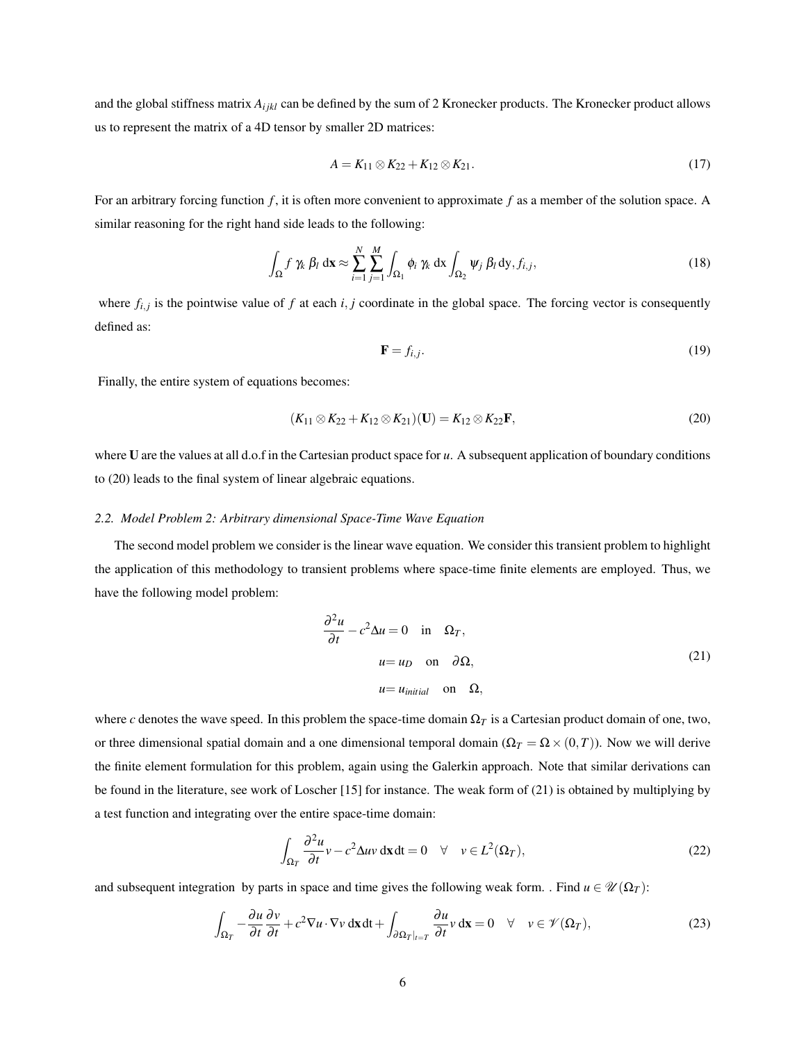and the global stiffness matrix $A_{ijkl}$ can be defined by the sum of 2 Kronecker products. The Kronecker product allows us to represent the matrix of a 4D tensor by smaller 2D matrices:

$$A = K_{11} \otimes K_{22} + K_{12} \otimes K_{21}. \tag{17}$$

For an arbitrary forcing function $f$, it is often more convenient to approximate $f$ as a member of the solution space. A similar reasoning for the right hand side leads to the following:

$$\int_{\Omega} f \, \gamma_k \, \beta_l \, \mathrm{d}\mathbf{x} \approx \sum_{i=1}^{N} \sum_{j=1}^{M} \int_{\Omega_1} \phi_i \, \gamma_k \, \mathrm{d}x \int_{\Omega_2} \psi_j \, \beta_l \, \mathrm{d}y, f_{i,j}, \tag{18}$$

where $f_{i,j}$ is the pointwise value of $f$ at each $i, j$ coordinate in the global space. The forcing vector is consequently defined as:

$$\mathbf{F} = f_{i,j}. \tag{19}$$

Finally, the entire system of equations becomes:

$$(K_{11} \otimes K_{22} + K_{12} \otimes K_{21})(\mathbf{U}) = K_{12} \otimes K_{22}\mathbf{F}, \tag{20}$$

where $\mathbf{U}$ are the values at all d.o.f in the Cartesian product space for $u$. A subsequent application of boundary conditions to (20) leads to the final system of linear algebraic equations.

### 2.2. Model Problem 2: Arbitrary dimensional Space-Time Wave Equation

The second model problem we consider is the linear wave equation. We consider this transient problem to highlight the application of this methodology to transient problems where space-time finite elements are employed. Thus, we have the following model problem:

$$\begin{aligned} \frac{\partial^2 u}{\partial t} - c^2 \Delta u = 0 \quad &\text{in} \quad \Omega_T, \\ u = u_D \quad &\text{on} \quad \partial\Omega, \\ u = u_{initial} \quad &\text{on} \quad \Omega, \end{aligned} \tag{21}$$

where $c$ denotes the wave speed. In this problem the space-time domain $\Omega_T$ is a Cartesian product domain of one, two, or three dimensional spatial domain and a one dimensional temporal domain ($\Omega_T = \Omega \times (0,T)$). Now we will derive the finite element formulation for this problem, again using the Galerkin approach. Note that similar derivations can be found in the literature, see work of Loscher [15] for instance. The weak form of (21) is obtained by multiplying by a test function and integrating over the entire space-time domain:

$$\int_{\Omega_T} \frac{\partial^2 u}{\partial t} v - c^2 \Delta u v \, \mathrm{d}\mathbf{x}\,\mathrm{dt} = 0 \quad \forall \quad v \in L^2(\Omega_T), \tag{22}$$

and subsequent integration by parts in space and time gives the following weak form. . Find $u \in \mathscr{U}(\Omega_T)$:

$$\int_{\Omega_T} -\frac{\partial u}{\partial t}\frac{\partial v}{\partial t} + c^2 \nabla u \cdot \nabla v \, \mathrm{d}\mathbf{x}\,\mathrm{dt} + \int_{\partial\Omega_T|_{t=T}} \frac{\partial u}{\partial t} v \, \mathrm{d}\mathbf{x} = 0 \quad \forall \quad v \in \mathscr{V}(\Omega_T), \tag{23}$$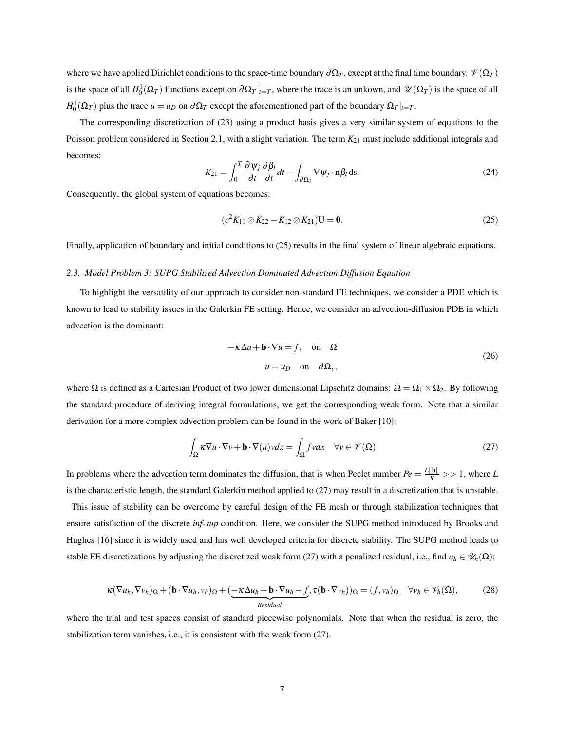where we have applied Dirichlet conditions to the space-time boundary $\partial\Omega_T$, except at the final time boundary. $\mathscr{V}(\Omega_T)$ is the space of all $H_0^1(\Omega_T)$ functions except on $\partial\Omega_T|_{t=T}$, where the trace is an unkown, and $\mathscr{U}(\Omega_T)$ is the space of all $H_0^1(\Omega_T)$ plus the trace $u = u_D$ on $\partial\Omega_T$ except the aforementioned part of the boundary $\Omega_T|_{t=T}$.

The corresponding discretization of (23) using a product basis gives a very similar system of equations to the Poisson problem considered in Section 2.1, with a slight variation. The term $K_{21}$ must include additional integrals and becomes:

$$K_{21} = \int_0^T \frac{\partial \psi_j}{\partial t}\frac{\partial \beta_l}{\partial t} dt - \int_{\partial\Omega_2} \nabla\psi_j \cdot \mathbf{n}\beta_l \, \mathrm{ds}. \tag{24}$$

Consequently, the global system of equations becomes:

$$(c^2 K_{11} \otimes K_{22} - K_{12} \otimes K_{21})\mathbf{U} = \mathbf{0}. \tag{25}$$

Finally, application of boundary and initial conditions to (25) results in the final system of linear algebraic equations.

### *2.3. Model Problem 3: SUPG Stabilized Advection Dominated Advection Diffusion Equation*

To highlight the versatility of our approach to consider non-standard FE techniques, we consider a PDE which is known to lead to stability issues in the Galerkin FE setting. Hence, we consider an advection-diffusion PDE in which advection is the dominant:

$$\begin{aligned} -\kappa\Delta u + \mathbf{b}\cdot\nabla u = f, \quad \text{on} \quad \Omega \\ u = u_D \quad \text{on} \quad \partial\Omega,, \end{aligned} \tag{26}$$

where $\Omega$ is defined as a Cartesian Product of two lower dimensional Lipschitz domains: $\Omega = \Omega_1 \times \Omega_2$. By following the standard procedure of deriving integral formulations, we get the corresponding weak form. Note that a similar derivation for a more complex advection problem can be found in the work of Baker [10]:

$$\int_\Omega \kappa\nabla u\cdot\nabla v + \mathbf{b}\cdot\nabla(u)v dx = \int_\Omega f v dx \quad \forall v \in \mathscr{V}(\Omega) \tag{27}$$

In problems where the advection term dominates the diffusion, that is when Peclet number $Pe = \frac{L\|\mathbf{b}\|}{\kappa} >> 1$, where $L$ is the characteristic length, the standard Galerkin method applied to (27) may result in a discretization that is unstable.

This issue of stability can be overcome by careful design of the FE mesh or through stabilization techniques that ensure satisfaction of the discrete *inf-sup* condition. Here, we consider the SUPG method introduced by Brooks and Hughes [16] since it is widely used and has well developed criteria for discrete stability. The SUPG method leads to stable FE discretizations by adjusting the discretized weak form (27) with a penalized residual, i.e., find $u_h \in \mathscr{U}_h(\Omega)$:

$$\kappa(\nabla u_h, \nabla v_h)_\Omega + (\mathbf{b}\cdot\nabla u_h, v_h)_\Omega + (\underbrace{-\kappa\Delta u_h + \mathbf{b}\cdot\nabla u_h - f}_{Residual}, \tau(\mathbf{b}\cdot\nabla v_h))_\Omega = (f, v_h)_\Omega \quad \forall v_h \in \mathscr{V}_h(\Omega), \tag{28}$$

where the trial and test spaces consist of standard piecewise polynomials. Note that when the residual is zero, the stabilization term vanishes, i.e., it is consistent with the weak form (27).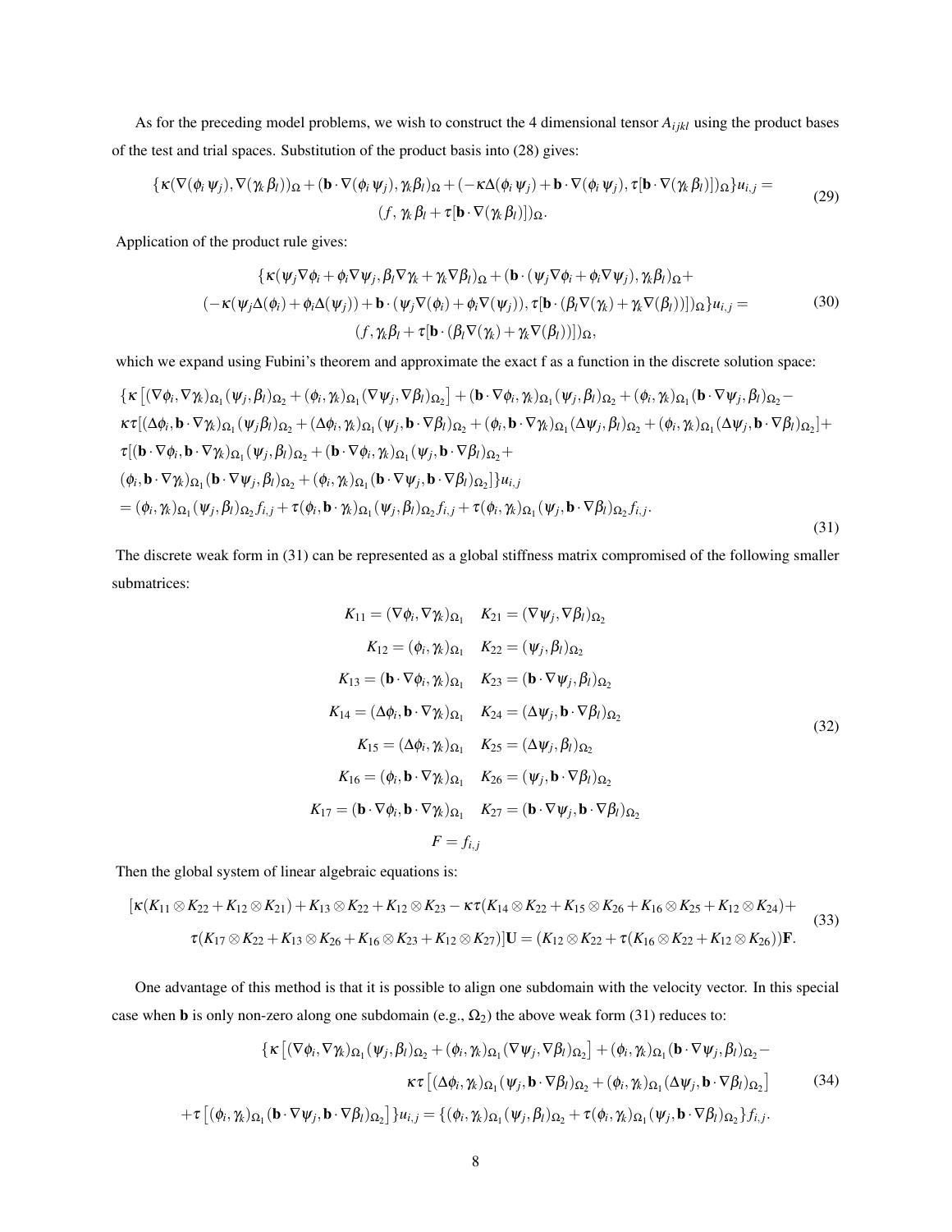As for the preceding model problems, we wish to construct the 4 dimensional tensor $A_{ijkl}$ using the product bases of the test and trial spaces. Substitution of the product basis into (28) gives:

$$
\begin{aligned}
\{\kappa(\nabla(\phi_i\,\psi_j),\nabla(\gamma_k\,\beta_l))_\Omega + (\mathbf{b}\cdot\nabla(\phi_i\,\psi_j),\gamma_k\beta_l)_\Omega + (-\kappa\Delta(\phi_i\,\psi_j) + \mathbf{b}\cdot\nabla(\phi_i\,\psi_j),\tau[\mathbf{b}\cdot\nabla(\gamma_k\,\beta_l)])_\Omega\}u_{i,j} = \\
(f,\,\gamma_k\,\beta_l + \tau[\mathbf{b}\cdot\nabla(\gamma_k\,\beta_l)])_\Omega.
\end{aligned} \tag{29}
$$

Application of the product rule gives:

$$
\begin{aligned}
\{\kappa(\psi_j\nabla\phi_i + \phi_i\nabla\psi_j,\beta_l\nabla\gamma_k + \gamma_k\nabla\beta_l)_\Omega + (\mathbf{b}\cdot(\psi_j\nabla\phi_i + \phi_i\nabla\psi_j),\gamma_k\beta_l)_\Omega + \\
(-\kappa(\psi_j\Delta(\phi_i) + \phi_i\Delta(\psi_j)) + \mathbf{b}\cdot(\psi_j\nabla(\phi_i) + \phi_i\nabla(\psi_j)),\tau[\mathbf{b}\cdot(\beta_l\nabla(\gamma_k) + \gamma_k\nabla(\beta_l))])_\Omega\}u_{i,j} = \\
(f,\gamma_k\beta_l + \tau[\mathbf{b}\cdot(\beta_l\nabla(\gamma_k) + \gamma_k\nabla(\beta_l))])_\Omega,
\end{aligned} \tag{30}
$$

which we expand using Fubini's theorem and approximate the exact f as a function in the discrete solution space:

$$
\begin{aligned}
&\{\kappa\left[(\nabla\phi_i,\nabla\gamma_k)_{\Omega_1}(\psi_j,\beta_l)_{\Omega_2} + (\phi_i,\gamma_k)_{\Omega_1}(\nabla\psi_j,\nabla\beta_l)_{\Omega_2}\right] + (\mathbf{b}\cdot\nabla\phi_i,\gamma_k)_{\Omega_1}(\psi_j,\beta_l)_{\Omega_2} + (\phi_i,\gamma_k)_{\Omega_1}(\mathbf{b}\cdot\nabla\psi_j,\beta_l)_{\Omega_2} - \\
&\kappa\tau[(\Delta\phi_i,\mathbf{b}\cdot\nabla\gamma_k)_{\Omega_1}(\psi_j\beta_l)_{\Omega_2} + (\Delta\phi_i,\gamma_k)_{\Omega_1}(\psi_j,\mathbf{b}\cdot\nabla\beta_l)_{\Omega_2} + (\phi_i,\mathbf{b}\cdot\nabla\gamma_k)_{\Omega_1}(\Delta\psi_j,\beta_l)_{\Omega_2} + (\phi_i,\gamma_k)_{\Omega_1}(\Delta\psi_j,\mathbf{b}\cdot\nabla\beta_l)_{\Omega_2}] + \\
&\tau[(\mathbf{b}\cdot\nabla\phi_i,\mathbf{b}\cdot\nabla\gamma_k)_{\Omega_1}(\psi_j,\beta_l)_{\Omega_2} + (\mathbf{b}\cdot\nabla\phi_i,\gamma_k)_{\Omega_1}(\psi_j,\mathbf{b}\cdot\nabla\beta_l)_{\Omega_2} + \\
&(\phi_i,\mathbf{b}\cdot\nabla\gamma_k)_{\Omega_1}(\mathbf{b}\cdot\nabla\psi_j,\beta_l)_{\Omega_2} + (\phi_i,\gamma_k)_{\Omega_1}(\mathbf{b}\cdot\nabla\psi_j,\mathbf{b}\cdot\nabla\beta_l)_{\Omega_2}]\}u_{i,j} \\
&= (\phi_i,\gamma_k)_{\Omega_1}(\psi_j,\beta_l)_{\Omega_2}f_{i,j} + \tau(\phi_i,\mathbf{b}\cdot\gamma_k)_{\Omega_1}(\psi_j,\beta_l)_{\Omega_2}f_{i,j} + \tau(\phi_i,\gamma_k)_{\Omega_1}(\psi_j,\mathbf{b}\cdot\nabla\beta_l)_{\Omega_2}f_{i,j}.
\end{aligned} \tag{31}
$$

The discrete weak form in (31) can be represented as a global stiffness matrix compromised of the following smaller submatrices:

$$
\begin{aligned}
K_{11} &= (\nabla\phi_i,\nabla\gamma_k)_{\Omega_1} & K_{21} &= (\nabla\psi_j,\nabla\beta_l)_{\Omega_2} \\
K_{12} &= (\phi_i,\gamma_k)_{\Omega_1} & K_{22} &= (\psi_j,\beta_l)_{\Omega_2} \\
K_{13} &= (\mathbf{b}\cdot\nabla\phi_i,\gamma_k)_{\Omega_1} & K_{23} &= (\mathbf{b}\cdot\nabla\psi_j,\beta_l)_{\Omega_2} \\
K_{14} &= (\Delta\phi_i,\mathbf{b}\cdot\nabla\gamma_k)_{\Omega_1} & K_{24} &= (\Delta\psi_j,\mathbf{b}\cdot\nabla\beta_l)_{\Omega_2} \\
K_{15} &= (\Delta\phi_i,\gamma_k)_{\Omega_1} & K_{25} &= (\Delta\psi_j,\beta_l)_{\Omega_2} \\
K_{16} &= (\phi_i,\mathbf{b}\cdot\nabla\gamma_k)_{\Omega_1} & K_{26} &= (\psi_j,\mathbf{b}\cdot\nabla\beta_l)_{\Omega_2} \\
K_{17} &= (\mathbf{b}\cdot\nabla\phi_i,\mathbf{b}\cdot\nabla\gamma_k)_{\Omega_1} & K_{27} &= (\mathbf{b}\cdot\nabla\psi_j,\mathbf{b}\cdot\nabla\beta_l)_{\Omega_2} \\
F &= f_{i,j}
\end{aligned} \tag{32}
$$

Then the global system of linear algebraic equations is:

$$
\begin{aligned}
[\kappa(K_{11}\otimes K_{22} + K_{12}\otimes K_{21}) + K_{13}\otimes K_{22} + K_{12}\otimes K_{23} - \kappa\tau(K_{14}\otimes K_{22} + K_{15}\otimes K_{26} + K_{16}\otimes K_{25} + K_{12}\otimes K_{24}) + \\
\tau(K_{17}\otimes K_{22} + K_{13}\otimes K_{26} + K_{16}\otimes K_{23} + K_{12}\otimes K_{27})]\mathbf{U} = (K_{12}\otimes K_{22} + \tau(K_{16}\otimes K_{22} + K_{12}\otimes K_{26}))\mathbf{F}.
\end{aligned} \tag{33}
$$

One advantage of this method is that it is possible to align one subdomain with the velocity vector. In this special case when $\mathbf{b}$ is only non-zero along one subdomain (e.g., $\Omega_2$) the above weak form (31) reduces to:

$$
\begin{aligned}
\{\kappa\left[(\nabla\phi_i,\nabla\gamma_k)_{\Omega_1}(\psi_j,\beta_l)_{\Omega_2} + (\phi_i,\gamma_k)_{\Omega_1}(\nabla\psi_j,\nabla\beta_l)_{\Omega_2}\right] + (\phi_i,\gamma_k)_{\Omega_1}(\mathbf{b}\cdot\nabla\psi_j,\beta_l)_{\Omega_2} - \\
\kappa\tau\left[(\Delta\phi_i,\gamma_k)_{\Omega_1}(\psi_j,\mathbf{b}\cdot\nabla\beta_l)_{\Omega_2} + (\phi_i,\gamma_k)_{\Omega_1}(\Delta\psi_j,\mathbf{b}\cdot\nabla\beta_l)_{\Omega_2}\right] \\
+\tau\left[(\phi_i,\gamma_k)_{\Omega_1}(\mathbf{b}\cdot\nabla\psi_j,\mathbf{b}\cdot\nabla\beta_l)_{\Omega_2}\right]\}u_{i,j} = \{(\phi_i,\gamma_k)_{\Omega_1}(\psi_j,\beta_l)_{\Omega_2} + \tau(\phi_i,\gamma_k)_{\Omega_1}(\psi_j,\mathbf{b}\cdot\nabla\beta_l)_{\Omega_2}\}f_{i,j}.
\end{aligned} \tag{34}
$$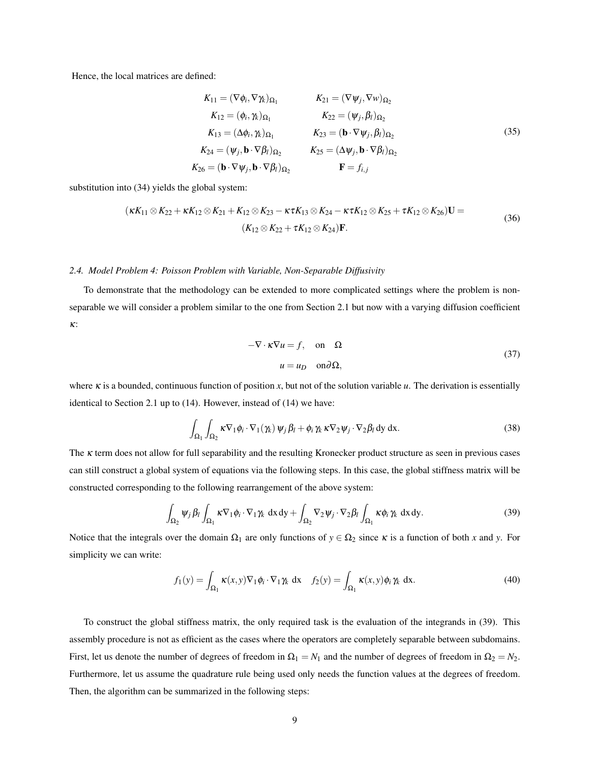Hence, the local matrices are defined:

$$
\begin{aligned}
K_{11} &= (\nabla \phi_i, \nabla \gamma_k)_{\Omega_1} & K_{21} &= (\nabla \psi_j, \nabla w)_{\Omega_2} \\
K_{12} &= (\phi_i, \gamma_k)_{\Omega_1} & K_{22} &= (\psi_j, \beta_l)_{\Omega_2} \\
K_{13} &= (\Delta \phi_i, \gamma_k)_{\Omega_1} & K_{23} &= (\mathbf{b} \cdot \nabla \psi_j, \beta_l)_{\Omega_2} \\
K_{24} &= (\psi_j, \mathbf{b} \cdot \nabla \beta_l)_{\Omega_2} & K_{25} &= (\Delta \psi_j, \mathbf{b} \cdot \nabla \beta_l)_{\Omega_2} \\
K_{26} &= (\mathbf{b} \cdot \nabla \psi_j, \mathbf{b} \cdot \nabla \beta_l)_{\Omega_2} & \mathbf{F} &= f_{i,j}
\end{aligned}
\tag{35}
$$

substitution into (34) yields the global system:

$$
\begin{aligned}
(\kappa K_{11} \otimes K_{22} + \kappa K_{12} \otimes K_{21} + K_{12} \otimes K_{23} - \kappa\tau K_{13} \otimes K_{24} - \kappa\tau K_{12} \otimes K_{25} + \tau K_{12} \otimes K_{26})\mathbf{U} = \\
(K_{12} \otimes K_{22} + \tau K_{12} \otimes K_{24})\mathbf{F}.
\end{aligned}
\tag{36}
$$

### *2.4. Model Problem 4: Poisson Problem with Variable, Non-Separable Diffusivity*

To demonstrate that the methodology can be extended to more complicated settings where the problem is non-separable we will consider a problem similar to the one from Section 2.1 but now with a varying diffusion coefficient $\kappa$:

$$
\begin{aligned}
-\nabla \cdot \kappa \nabla u &= f, \quad \text{on} \quad \Omega \\
u &= u_D \quad \text{on} \partial\Omega,
\end{aligned}
\tag{37}
$$

where $\kappa$ is a bounded, continuous function of position $x$, but not of the solution variable $u$. The derivation is essentially identical to Section 2.1 up to (14). However, instead of (14) we have:

$$
\int_{\Omega_1} \int_{\Omega_2} \kappa \nabla_1 \phi_i \cdot \nabla_1 (\gamma_k)\, \psi_j \beta_l + \phi_i \gamma_k\, \kappa \nabla_2 \psi_j \cdot \nabla_2 \beta_l \,\mathrm{dy}\,\mathrm{dx}. \tag{38}
$$

The $\kappa$ term does not allow for full separability and the resulting Kronecker product structure as seen in previous cases can still construct a global system of equations via the following steps. In this case, the global stiffness matrix will be constructed corresponding to the following rearrangement of the above system:

$$
\int_{\Omega_2} \psi_j \beta_l \int_{\Omega_1} \kappa \nabla_1 \phi_i \cdot \nabla_1 \gamma_k \,\mathrm{dx}\,\mathrm{dy} + \int_{\Omega_2} \nabla_2 \psi_j \cdot \nabla_2 \beta_l \int_{\Omega_1} \kappa \phi_i \gamma_k \,\mathrm{dx}\,\mathrm{dy}. \tag{39}
$$

Notice that the integrals over the domain $\Omega_1$ are only functions of $y \in \Omega_2$ since $\kappa$ is a function of both $x$ and $y$. For simplicity we can write:

$$
f_1(y) = \int_{\Omega_1} \kappa(x,y) \nabla_1 \phi_i \cdot \nabla_1 \gamma_k \,\mathrm{dx} \quad f_2(y) = \int_{\Omega_1} \kappa(x,y) \phi_i \gamma_k \,\mathrm{dx}. \tag{40}
$$

To construct the global stiffness matrix, the only required task is the evaluation of the integrands in (39). This assembly procedure is not as efficient as the cases where the operators are completely separable between subdomains. First, let us denote the number of degrees of freedom in $\Omega_1 = N_1$ and the number of degrees of freedom in $\Omega_2 = N_2$. Furthermore, let us assume the quadrature rule being used only needs the function values at the degrees of freedom. Then, the algorithm can be summarized in the following steps: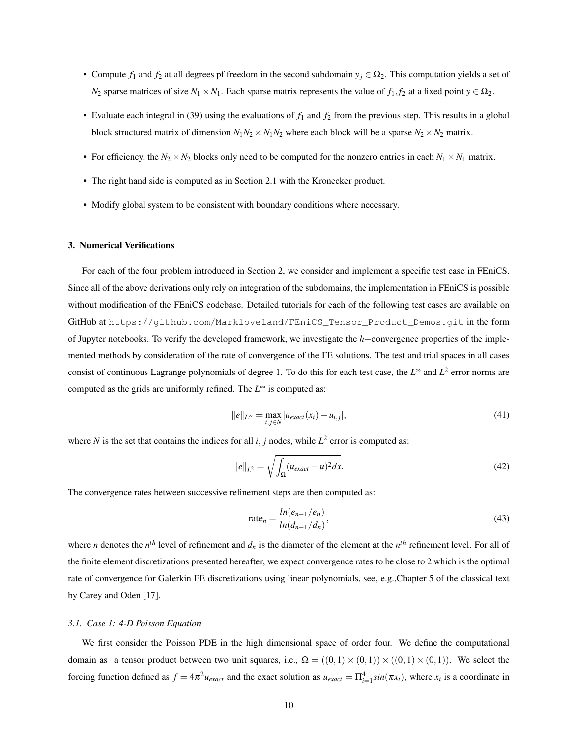- Compute $f_1$ and $f_2$ at all degrees pf freedom in the second subdomain $y_j \in \Omega_2$. This computation yields a set of $N_2$ sparse matrices of size $N_1 \times N_1$. Each sparse matrix represents the value of $f_1, f_2$ at a fixed point $y \in \Omega_2$.
- Evaluate each integral in (39) using the evaluations of $f_1$ and $f_2$ from the previous step. This results in a global block structured matrix of dimension $N_1N_2 \times N_1N_2$ where each block will be a sparse $N_2 \times N_2$ matrix.
- For efficiency, the $N_2 \times N_2$ blocks only need to be computed for the nonzero entries in each $N_1 \times N_1$ matrix.
- The right hand side is computed as in Section 2.1 with the Kronecker product.
- Modify global system to be consistent with boundary conditions where necessary.

### 3. Numerical Verifications

For each of the four problem introduced in Section 2, we consider and implement a specific test case in FEniCS. Since all of the above derivations only rely on integration of the subdomains, the implementation in FEniCS is possible without modification of the FEniCS codebase. Detailed tutorials for each of the following test cases are available on GitHub at `https://github.com/Markloveland/FEniCS_Tensor_Product_Demos.git` in the form of Jupyter notebooks. To verify the developed framework, we investigate the $h-$convergence properties of the implemented methods by consideration of the rate of convergence of the FE solutions. The test and trial spaces in all cases consist of continuous Lagrange polynomials of degree 1. To do this for each test case, the $L^\infty$ and $L^2$ error norms are computed as the grids are uniformly refined. The $L^\infty$ is computed as:

$$\|e\|_{L^\infty} = \max_{i,j \in N} |u_{exact}(x_i) - u_{i,j}|, \tag{41}$$

where $N$ is the set that contains the indices for all $i$, $j$ nodes, while $L^2$ error is computed as:

$$\|e\|_{L^2} = \sqrt{\int_\Omega (u_{exact} - u)^2 dx}. \tag{42}$$

The convergence rates between successive refinement steps are then computed as:

$$\text{rate}_n = \frac{ln(e_{n-1}/e_n)}{ln(d_{n-1}/d_n)}, \tag{43}$$

where $n$ denotes the $n^{th}$ level of refinement and $d_n$ is the diameter of the element at the $n^{th}$ refinement level. For all of the finite element discretizations presented hereafter, we expect convergence rates to be close to 2 which is the optimal rate of convergence for Galerkin FE discretizations using linear polynomials, see, e.g.,Chapter 5 of the classical text by Carey and Oden [17].

#### *3.1. Case 1: 4-D Poisson Equation*

We first consider the Poisson PDE in the high dimensional space of order four. We define the computational domain as a tensor product between two unit squares, i.e., $\Omega = ((0,1) \times (0,1)) \times ((0,1) \times (0,1))$. We select the forcing function defined as $f = 4\pi^2 u_{exact}$ and the exact solution as $u_{exact} = \Pi_{i=1}^4 sin(\pi x_i)$, where $x_i$ is a coordinate in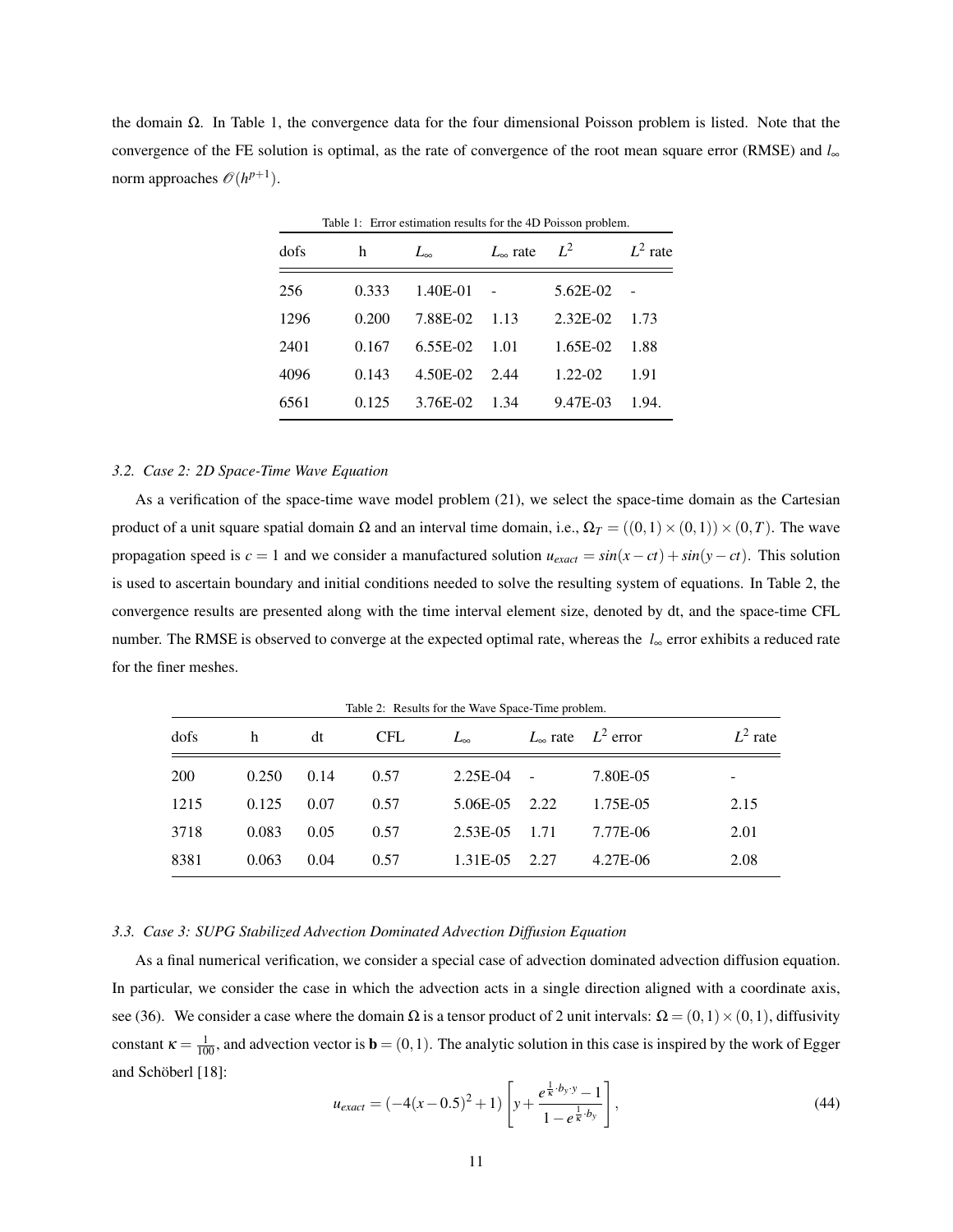the domain Ω. In Table 1, the convergence data for the four dimensional Poisson problem is listed. Note that the convergence of the FE solution is optimal, as the rate of convergence of the root mean square error (RMSE) and $l_\infty$ norm approaches $\mathscr{O}(h^{p+1})$.

Table 1: Error estimation results for the 4D Poisson problem.

| dofs | h | $L_\infty$ | $L_\infty$ rate | $L^2$ | $L^2$ rate |
|---|---|---|---|---|---|
| 256 | 0.333 | 1.40E-01 | - | 5.62E-02 | - |
| 1296 | 0.200 | 7.88E-02 | 1.13 | 2.32E-02 | 1.73 |
| 2401 | 0.167 | 6.55E-02 | 1.01 | 1.65E-02 | 1.88 |
| 4096 | 0.143 | 4.50E-02 | 2.44 | 1.22-02 | 1.91 |
| 6561 | 0.125 | 3.76E-02 | 1.34 | 9.47E-03 | 1.94. |

### 3.2. Case 2: 2D Space-Time Wave Equation

As a verification of the space-time wave model problem (21), we select the space-time domain as the Cartesian product of a unit square spatial domain Ω and an interval time domain, i.e., $\Omega_T = ((0,1)\times(0,1))\times(0,T)$. The wave propagation speed is $c = 1$ and we consider a manufactured solution $u_{exact} = sin(x-ct) + sin(y-ct)$. This solution is used to ascertain boundary and initial conditions needed to solve the resulting system of equations. In Table 2, the convergence results are presented along with the time interval element size, denoted by dt, and the space-time CFL number. The RMSE is observed to converge at the expected optimal rate, whereas the $l_\infty$ error exhibits a reduced rate for the finer meshes.

Table 2: Results for the Wave Space-Time problem.

| dofs | h | dt | CFL | $L_\infty$ | $L_\infty$ rate | $L^2$ error | $L^2$ rate |
|---|---|---|---|---|---|---|---|
| 200 | 0.250 | 0.14 | 0.57 | 2.25E-04 | - | 7.80E-05 | - |
| 1215 | 0.125 | 0.07 | 0.57 | 5.06E-05 | 2.22 | 1.75E-05 | 2.15 |
| 3718 | 0.083 | 0.05 | 0.57 | 2.53E-05 | 1.71 | 7.77E-06 | 2.01 |
| 8381 | 0.063 | 0.04 | 0.57 | 1.31E-05 | 2.27 | 4.27E-06 | 2.08 |

### 3.3. Case 3: SUPG Stabilized Advection Dominated Advection Diffusion Equation

As a final numerical verification, we consider a special case of advection dominated advection diffusion equation. In particular, we consider the case in which the advection acts in a single direction aligned with a coordinate axis, see (36). We consider a case where the domain Ω is a tensor product of 2 unit intervals: $\Omega = (0,1)\times(0,1)$, diffusivity constant $\kappa = \frac{1}{100}$, and advection vector is $\mathbf{b} = (0,1)$. The analytic solution in this case is inspired by the work of Egger and Schöberl [18]:

$$u_{exact} = (-4(x-0.5)^2+1)\left[y + \frac{e^{\frac{1}{\kappa}\cdot b_y \cdot y} - 1}{1 - e^{\frac{1}{\kappa}\cdot b_y}}\right], \tag{44}$$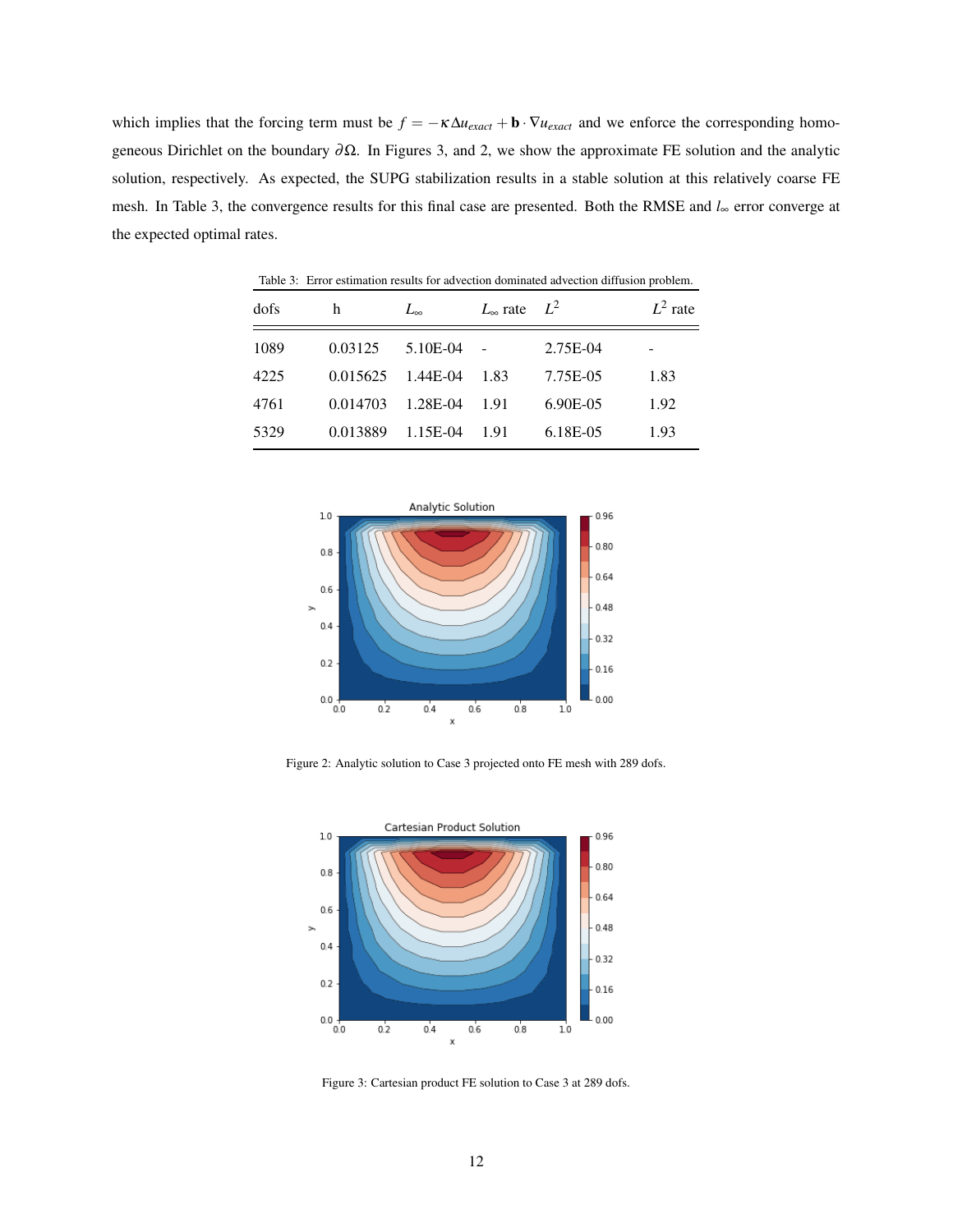which implies that the forcing term must be $f = -\kappa \Delta u_{exact} + \mathbf{b} \cdot \nabla u_{exact}$ and we enforce the corresponding homogeneous Dirichlet on the boundary $\partial\Omega$. In Figures 3, and 2, we show the approximate FE solution and the analytic solution, respectively. As expected, the SUPG stabilization results in a stable solution at this relatively coarse FE mesh. In Table 3, the convergence results for this final case are presented. Both the RMSE and $l_\infty$ error converge at the expected optimal rates.

Table 3: Error estimation results for advection dominated advection diffusion problem.

| dofs | h | $L_\infty$ | $L_\infty$ rate | $L^2$ | $L^2$ rate |
|---|---|---|---|---|---|
| 1089 | 0.03125 | 5.10E-04 | - | 2.75E-04 | - |
| 4225 | 0.015625 | 1.44E-04 | 1.83 | 7.75E-05 | 1.83 |
| 4761 | 0.014703 | 1.28E-04 | 1.91 | 6.90E-05 | 1.92 |
| 5329 | 0.013889 | 1.15E-04 | 1.91 | 6.18E-05 | 1.93 |

Figure 2: Analytic solution to Case 3 projected onto FE mesh with 289 dofs.

Figure 3: Cartesian product FE solution to Case 3 at 289 dofs.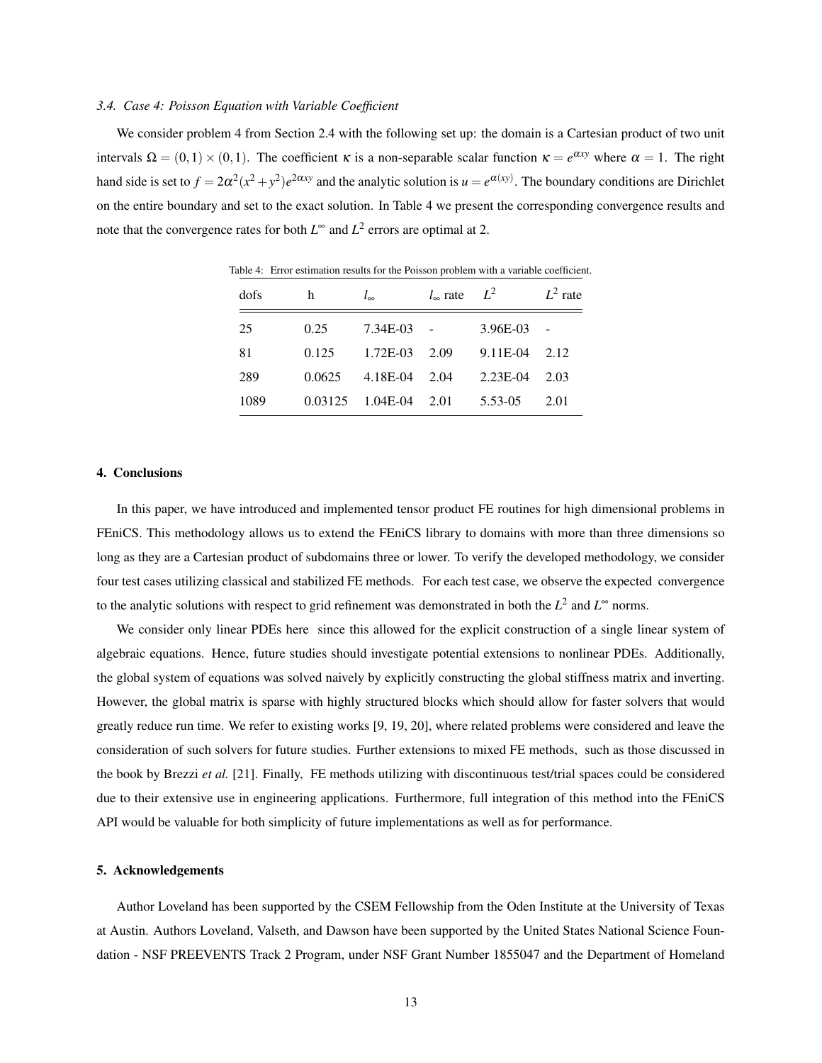### *3.4. Case 4: Poisson Equation with Variable Coefficient*

We consider problem 4 from Section 2.4 with the following set up: the domain is a Cartesian product of two unit intervals $\Omega = (0,1) \times (0,1)$. The coefficient $\kappa$ is a non-separable scalar function $\kappa = e^{\alpha xy}$ where $\alpha = 1$. The right hand side is set to $f = 2\alpha^2(x^2+y^2)e^{2\alpha xy}$ and the analytic solution is $u = e^{\alpha(xy)}$. The boundary conditions are Dirichlet on the entire boundary and set to the exact solution. In Table 4 we present the corresponding convergence results and note that the convergence rates for both $L^\infty$ and $L^2$ errors are optimal at 2.

Table 4: Error estimation results for the Poisson problem with a variable coefficient.

| dofs | h | $l_\infty$ | $l_\infty$ rate | $L^2$ | $L^2$ rate |
|---|---|---|---|---|---|
| 25 | 0.25 | 7.34E-03 | - | 3.96E-03 | - |
| 81 | 0.125 | 1.72E-03 | 2.09 | 9.11E-04 | 2.12 |
| 289 | 0.0625 | 4.18E-04 | 2.04 | 2.23E-04 | 2.03 |
| 1089 | 0.03125 | 1.04E-04 | 2.01 | 5.53-05 | 2.01 |

## 4. Conclusions

In this paper, we have introduced and implemented tensor product FE routines for high dimensional problems in FEniCS. This methodology allows us to extend the FEniCS library to domains with more than three dimensions so long as they are a Cartesian product of subdomains three or lower. To verify the developed methodology, we consider four test cases utilizing classical and stabilized FE methods. For each test case, we observe the expected convergence to the analytic solutions with respect to grid refinement was demonstrated in both the $L^2$ and $L^\infty$ norms.

We consider only linear PDEs here since this allowed for the explicit construction of a single linear system of algebraic equations. Hence, future studies should investigate potential extensions to nonlinear PDEs. Additionally, the global system of equations was solved naively by explicitly constructing the global stiffness matrix and inverting. However, the global matrix is sparse with highly structured blocks which should allow for faster solvers that would greatly reduce run time. We refer to existing works [9, 19, 20], where related problems were considered and leave the consideration of such solvers for future studies. Further extensions to mixed FE methods, such as those discussed in the book by Brezzi *et al.* [21]. Finally, FE methods utilizing with discontinuous test/trial spaces could be considered due to their extensive use in engineering applications. Furthermore, full integration of this method into the FEniCS API would be valuable for both simplicity of future implementations as well as for performance.

## 5. Acknowledgements

Author Loveland has been supported by the CSEM Fellowship from the Oden Institute at the University of Texas at Austin. Authors Loveland, Valseth, and Dawson have been supported by the United States National Science Foundation - NSF PREEVENTS Track 2 Program, under NSF Grant Number 1855047 and the Department of Homeland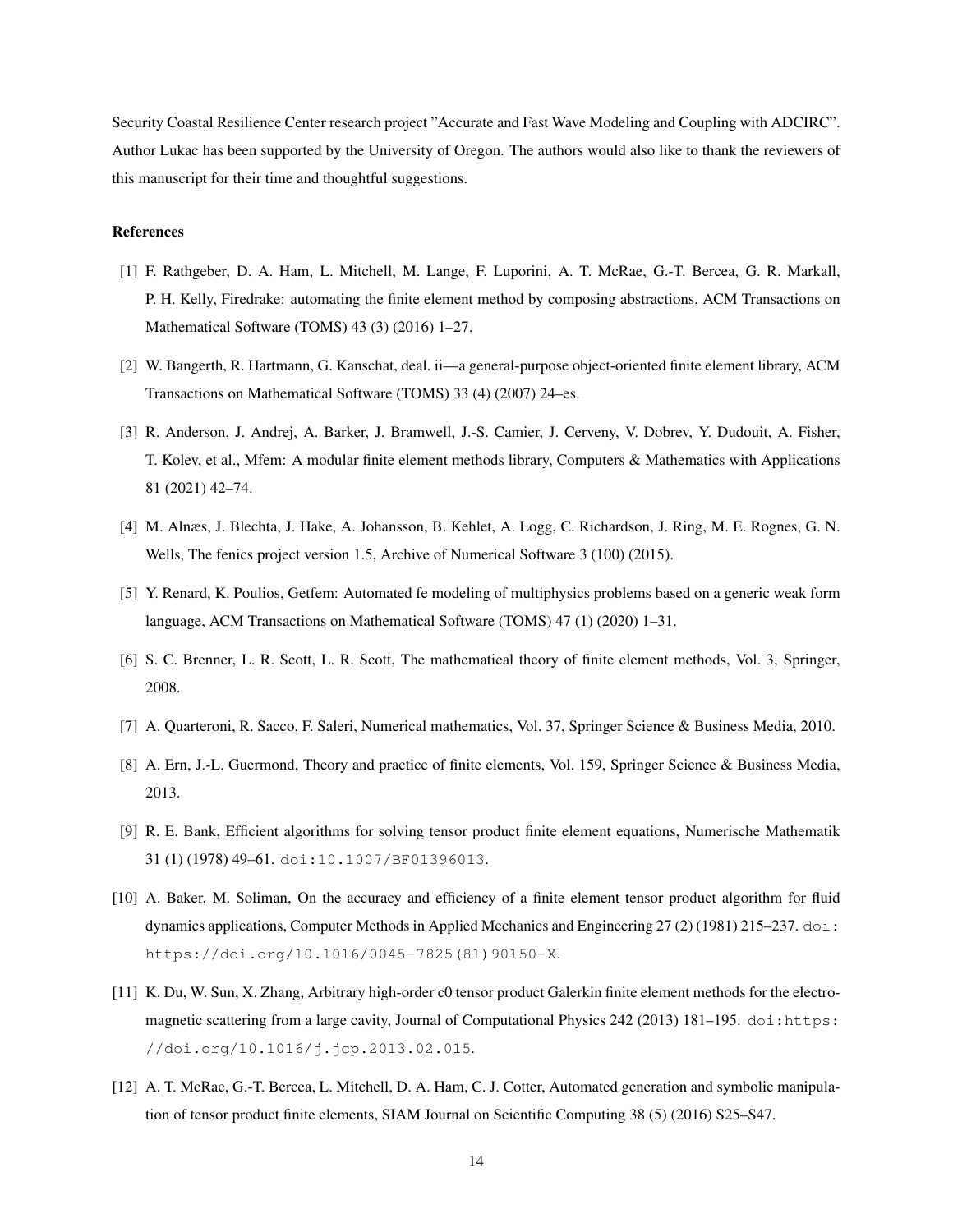Security Coastal Resilience Center research project "Accurate and Fast Wave Modeling and Coupling with ADCIRC". Author Lukac has been supported by the University of Oregon. The authors would also like to thank the reviewers of this manuscript for their time and thoughtful suggestions.

**References**

[1] F. Rathgeber, D. A. Ham, L. Mitchell, M. Lange, F. Luporini, A. T. McRae, G.-T. Bercea, G. R. Markall, P. H. Kelly, Firedrake: automating the finite element method by composing abstractions, ACM Transactions on Mathematical Software (TOMS) 43 (3) (2016) 1–27.

[2] W. Bangerth, R. Hartmann, G. Kanschat, deal. ii—a general-purpose object-oriented finite element library, ACM Transactions on Mathematical Software (TOMS) 33 (4) (2007) 24–es.

[3] R. Anderson, J. Andrej, A. Barker, J. Bramwell, J.-S. Camier, J. Cerveny, V. Dobrev, Y. Dudouit, A. Fisher, T. Kolev, et al., Mfem: A modular finite element methods library, Computers & Mathematics with Applications 81 (2021) 42–74.

[4] M. Alnæs, J. Blechta, J. Hake, A. Johansson, B. Kehlet, A. Logg, C. Richardson, J. Ring, M. E. Rognes, G. N. Wells, The fenics project version 1.5, Archive of Numerical Software 3 (100) (2015).

[5] Y. Renard, K. Poulios, Getfem: Automated fe modeling of multiphysics problems based on a generic weak form language, ACM Transactions on Mathematical Software (TOMS) 47 (1) (2020) 1–31.

[6] S. C. Brenner, L. R. Scott, L. R. Scott, The mathematical theory of finite element methods, Vol. 3, Springer, 2008.

[7] A. Quarteroni, R. Sacco, F. Saleri, Numerical mathematics, Vol. 37, Springer Science & Business Media, 2010.

[8] A. Ern, J.-L. Guermond, Theory and practice of finite elements, Vol. 159, Springer Science & Business Media, 2013.

[9] R. E. Bank, Efficient algorithms for solving tensor product finite element equations, Numerische Mathematik 31 (1) (1978) 49–61. doi:10.1007/BF01396013.

[10] A. Baker, M. Soliman, On the accuracy and efficiency of a finite element tensor product algorithm for fluid dynamics applications, Computer Methods in Applied Mechanics and Engineering 27 (2) (1981) 215–237. doi:https://doi.org/10.1016/0045-7825(81)90150-X.

[11] K. Du, W. Sun, X. Zhang, Arbitrary high-order c0 tensor product Galerkin finite element methods for the electromagnetic scattering from a large cavity, Journal of Computational Physics 242 (2013) 181–195. doi:https://doi.org/10.1016/j.jcp.2013.02.015.

[12] A. T. McRae, G.-T. Bercea, L. Mitchell, D. A. Ham, C. J. Cotter, Automated generation and symbolic manipulation of tensor product finite elements, SIAM Journal on Scientific Computing 38 (5) (2016) S25–S47.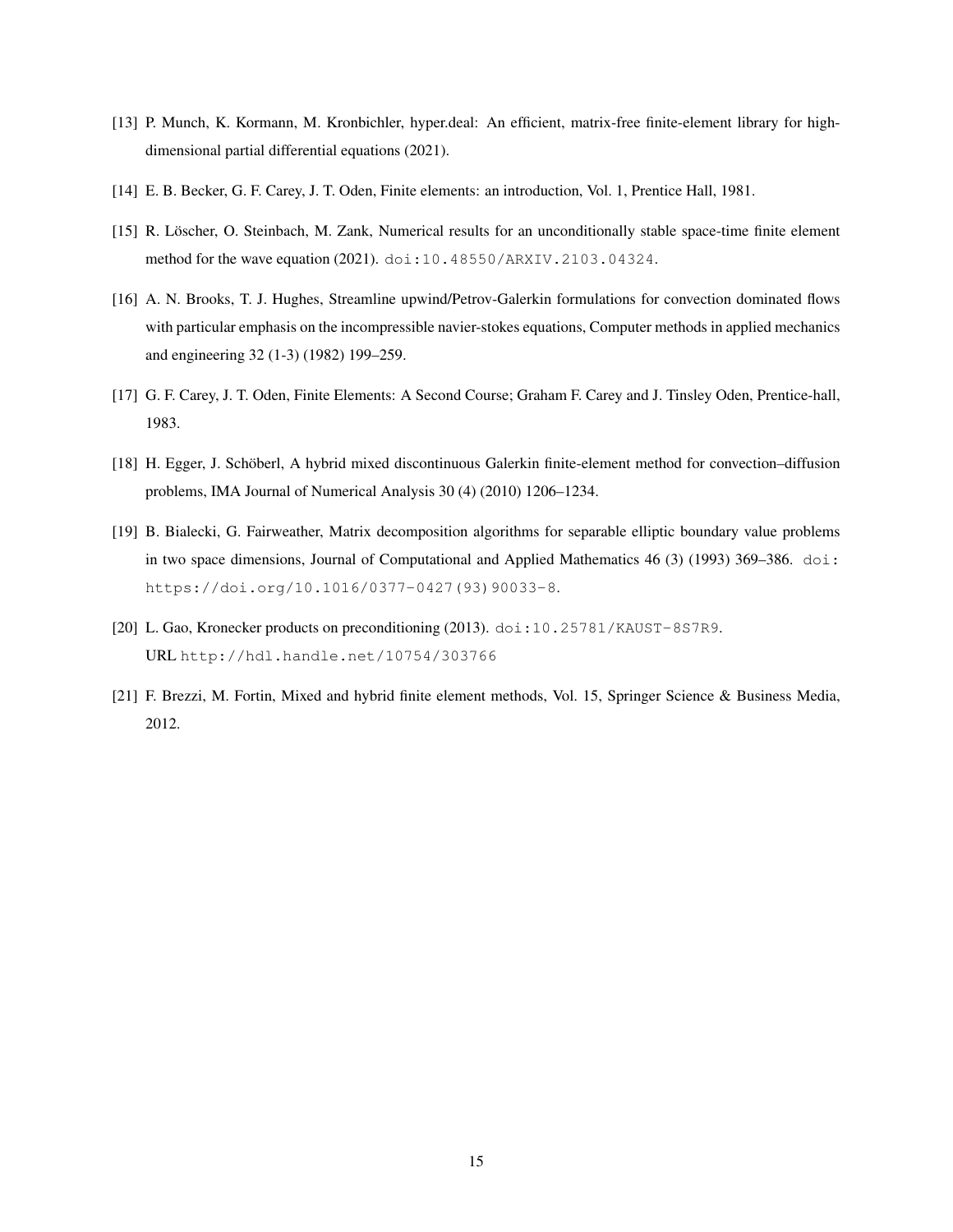[13] P. Munch, K. Kormann, M. Kronbichler, hyper.deal: An efficient, matrix-free finite-element library for high-dimensional partial differential equations (2021).

[14] E. B. Becker, G. F. Carey, J. T. Oden, Finite elements: an introduction, Vol. 1, Prentice Hall, 1981.

[15] R. Löscher, O. Steinbach, M. Zank, Numerical results for an unconditionally stable space-time finite element method for the wave equation (2021). doi:10.48550/ARXIV.2103.04324.

[16] A. N. Brooks, T. J. Hughes, Streamline upwind/Petrov-Galerkin formulations for convection dominated flows with particular emphasis on the incompressible navier-stokes equations, Computer methods in applied mechanics and engineering 32 (1-3) (1982) 199–259.

[17] G. F. Carey, J. T. Oden, Finite Elements: A Second Course; Graham F. Carey and J. Tinsley Oden, Prentice-hall, 1983.

[18] H. Egger, J. Schöberl, A hybrid mixed discontinuous Galerkin finite-element method for convection–diffusion problems, IMA Journal of Numerical Analysis 30 (4) (2010) 1206–1234.

[19] B. Bialecki, G. Fairweather, Matrix decomposition algorithms for separable elliptic boundary value problems in two space dimensions, Journal of Computational and Applied Mathematics 46 (3) (1993) 369–386. doi:https://doi.org/10.1016/0377-0427(93)90033-8.

[20] L. Gao, Kronecker products on preconditioning (2013). doi:10.25781/KAUST-8S7R9.
URL http://hdl.handle.net/10754/303766

[21] F. Brezzi, M. Fortin, Mixed and hybrid finite element methods, Vol. 15, Springer Science & Business Media, 2012.